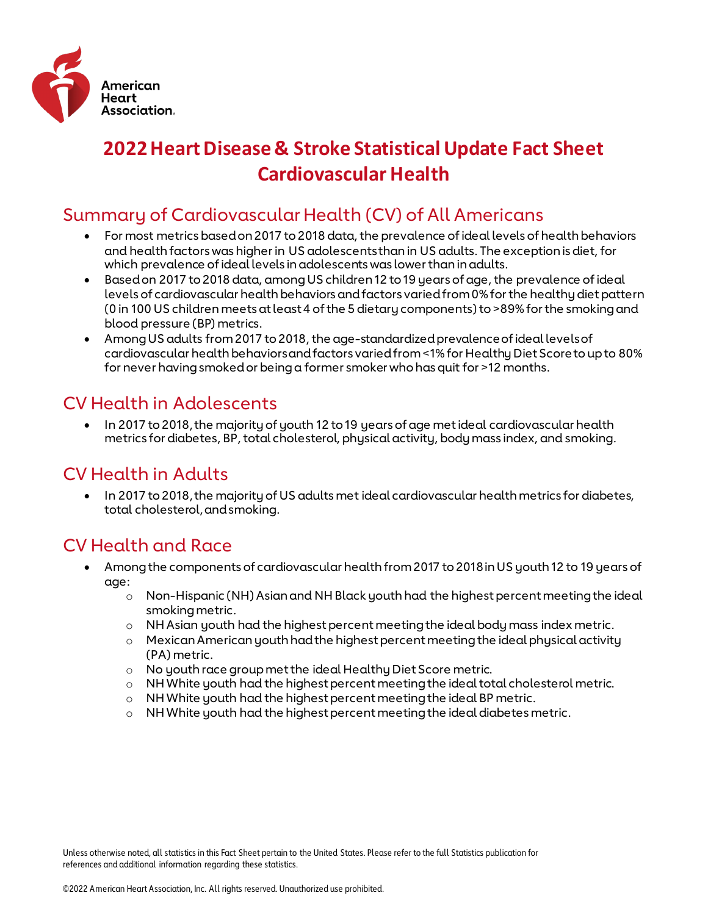# 2022 Heart Disease & Stroke Statistical Update Fact Sheet Cardiovascular Health

## Summary of Cardiovascular Health (CV) of All Americans

- For most metrics based on 2017 to 2018 data, the prevalence of ideal levels of health behaviors and health factors was higher in US adolescents than in US adults. The exception is diet, for which prevalence of ideal levels in adolescents was lower than in adults.
- Based on 2017 to 2018 data, among US children 12 to 19 years of age, the prevalence of ideal levels of cardiovascular health behaviors and factors varied from 0% for the healthy diet pattern (0 in 100 US children meets at least 4 of the 5 dietary components) to >89% for the smoking and blood pressure (BP) metrics.
- Among US adults from 2017 to 2018, the age-standardized prevalence of ideal levels of cardiovascular health behaviors and factors varied from <1% for Healthy Diet Score to up to 80% for never having smoked or being a former smoker who has quit for >12 months.

## CV Health in Adolescents

- In 2017 to 2018, the majority of youth 12 to 19 years of age met ideal cardiovascular health metrics for diabetes, BP, total cholesterol, physical activity, body mass index, and smoking.

## CV Health in Adults

- In 2017 to 2018, the majority of US adults met ideal cardiovascular health metrics for diabetes, total cholesterol, and smoking.

## CV Health and Race

- Among the components of cardiovascular health from 2017 to 2018 in US youth 12 to 19 years of age:
  - Non-Hispanic (NH) Asian and NH Black youth had the highest percent meeting the ideal smoking metric.
  - NH Asian youth had the highest percent meeting the ideal body mass index metric.
  - Mexican American youth had the highest percent meeting the ideal physical activity (PA) metric.
  - No youth race group met the ideal Healthy Diet Score metric.
  - NH White youth had the highest percent meeting the ideal total cholesterol metric.
  - NH White youth had the highest percent meeting the ideal BP metric.
  - NH White youth had the highest percent meeting the ideal diabetes metric.

Unless otherwise noted, all statistics in this Fact Sheet pertain to the United States. Please refer to the full Statistics publication for references and additional information regarding these statistics.

©2022 American Heart Association, Inc. All rights reserved. Unauthorized use prohibited.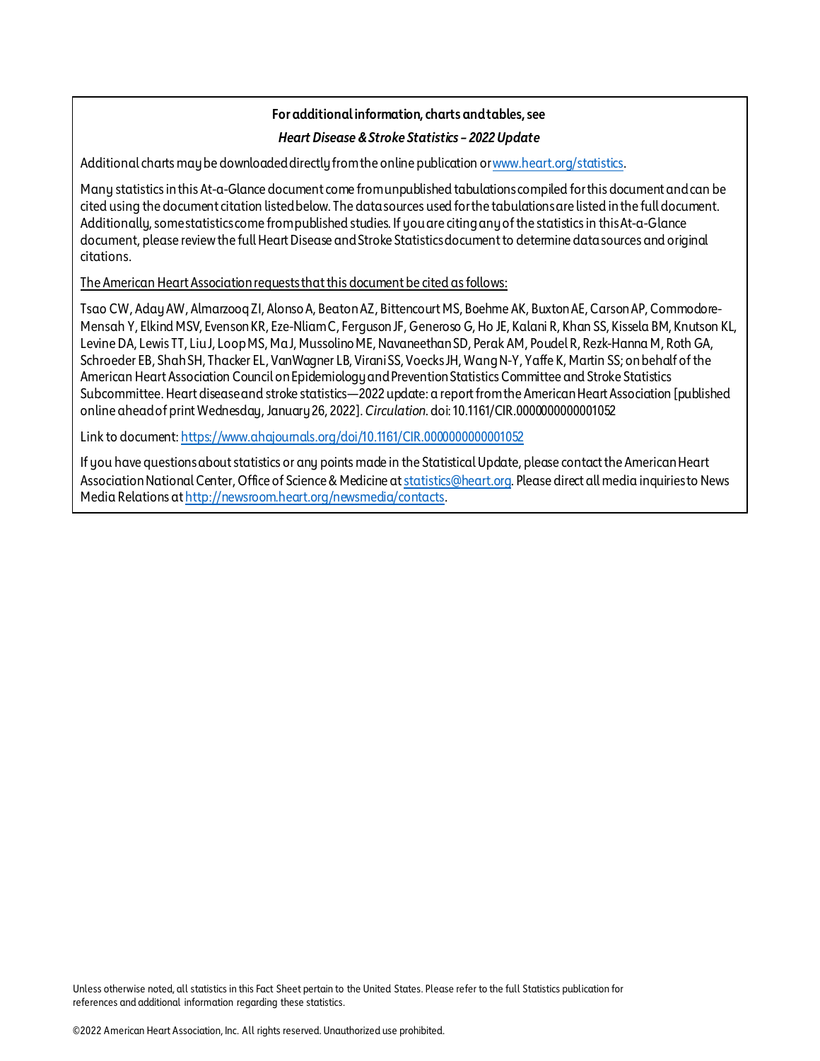**For additional information, charts and tables, see**

***Heart Disease & Stroke Statistics – 2022 Update***

Additional charts may be downloaded directly from the online publication or [www.heart.org/statistics](www.heart.org/statistics).

Many statistics in this At-a-Glance document come from unpublished tabulations compiled for this document and can be cited using the document citation listed below. The data sources used for the tabulations are listed in the full document. Additionally, some statistics come from published studies. If you are citing any of the statistics in this At-a-Glance document, please review the full Heart Disease and Stroke Statistics document to determine data sources and original citations.

The American Heart Association requests that this document be cited as follows:

Tsao CW, Aday AW, Almarzooq ZI, Alonso A, Beaton AZ, Bittencourt MS, Boehme AK, Buxton AE, Carson AP, Commodore-Mensah Y, Elkind MSV, Evenson KR, Eze-Nliam C, Ferguson JF, Generoso G, Ho JE, Kalani R, Khan SS, Kissela BM, Knutson KL, Levine DA, Lewis TT, Liu J, Loop MS, Ma J, Mussolino ME, Navaneethan SD, Perak AM, Poudel R, Rezk-Hanna M, Roth GA, Schroeder EB, Shah SH, Thacker EL, VanWagner LB, Virani SS, Voecks JH, Wang N-Y, Yaffe K, Martin SS; on behalf of the American Heart Association Council on Epidemiology and Prevention Statistics Committee and Stroke Statistics Subcommittee. Heart disease and stroke statistics—2022 update: a report from the American Heart Association [published online ahead of print Wednesday, January 26, 2022]. *Circulation*. doi: 10.1161/CIR.0000000000001052

Link to document: [https://www.ahajournals.org/doi/10.1161/CIR.0000000000001052](https://www.ahajournals.org/doi/10.1161/CIR.0000000000001052)

If you have questions about statistics or any points made in the Statistical Update, please contact the American Heart Association National Center, Office of Science & Medicine at [statistics@heart.org](mailto:statistics@heart.org). Please direct all media inquiries to News Media Relations at [http://newsroom.heart.org/newsmedia/contacts](http://newsroom.heart.org/newsmedia/contacts).

Unless otherwise noted, all statistics in this Fact Sheet pertain to the United States. Please refer to the full Statistics publication for references and additional information regarding these statistics.

©2022 American Heart Association, Inc. All rights reserved. Unauthorized use prohibited.